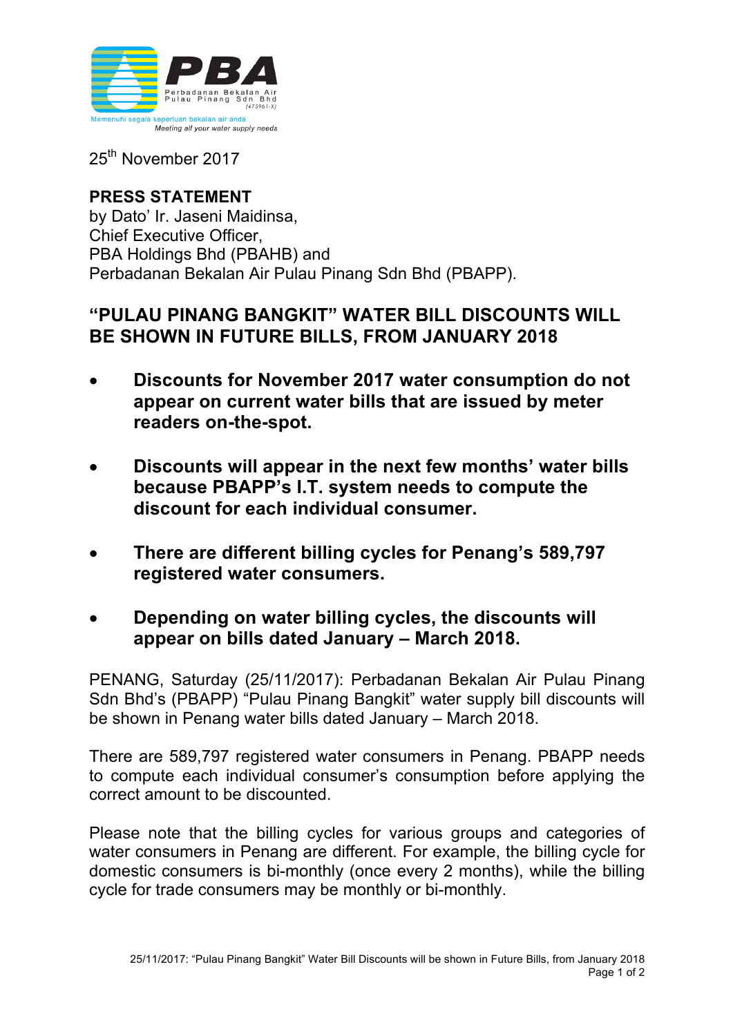PBA

Perbadanan Bekalan Air Pulau Pinang Sdn Bhd (475961-X)

Memenuhi segala keperluan bekalan air anda

*Meeting all your water supply needs*

25th November 2017

**PRESS STATEMENT**
by Dato' Ir. Jaseni Maidinsa,
Chief Executive Officer,
PBA Holdings Bhd (PBAHB) and
Perbadanan Bekalan Air Pulau Pinang Sdn Bhd (PBAPP).

## "PULAU PINANG BANGKIT" WATER BILL DISCOUNTS WILL BE SHOWN IN FUTURE BILLS, FROM JANUARY 2018

- **Discounts for November 2017 water consumption do not appear on current water bills that are issued by meter readers on-the-spot.**
- **Discounts will appear in the next few months' water bills because PBAPP's I.T. system needs to compute the discount for each individual consumer.**
- **There are different billing cycles for Penang's 589,797 registered water consumers.**
- **Depending on water billing cycles, the discounts will appear on bills dated January – March 2018.**

PENANG, Saturday (25/11/2017): Perbadanan Bekalan Air Pulau Pinang Sdn Bhd's (PBAPP) "Pulau Pinang Bangkit" water supply bill discounts will be shown in Penang water bills dated January – March 2018.

There are 589,797 registered water consumers in Penang. PBAPP needs to compute each individual consumer's consumption before applying the correct amount to be discounted.

Please note that the billing cycles for various groups and categories of water consumers in Penang are different. For example, the billing cycle for domestic consumers is bi-monthly (once every 2 months), while the billing cycle for trade consumers may be monthly or bi-monthly.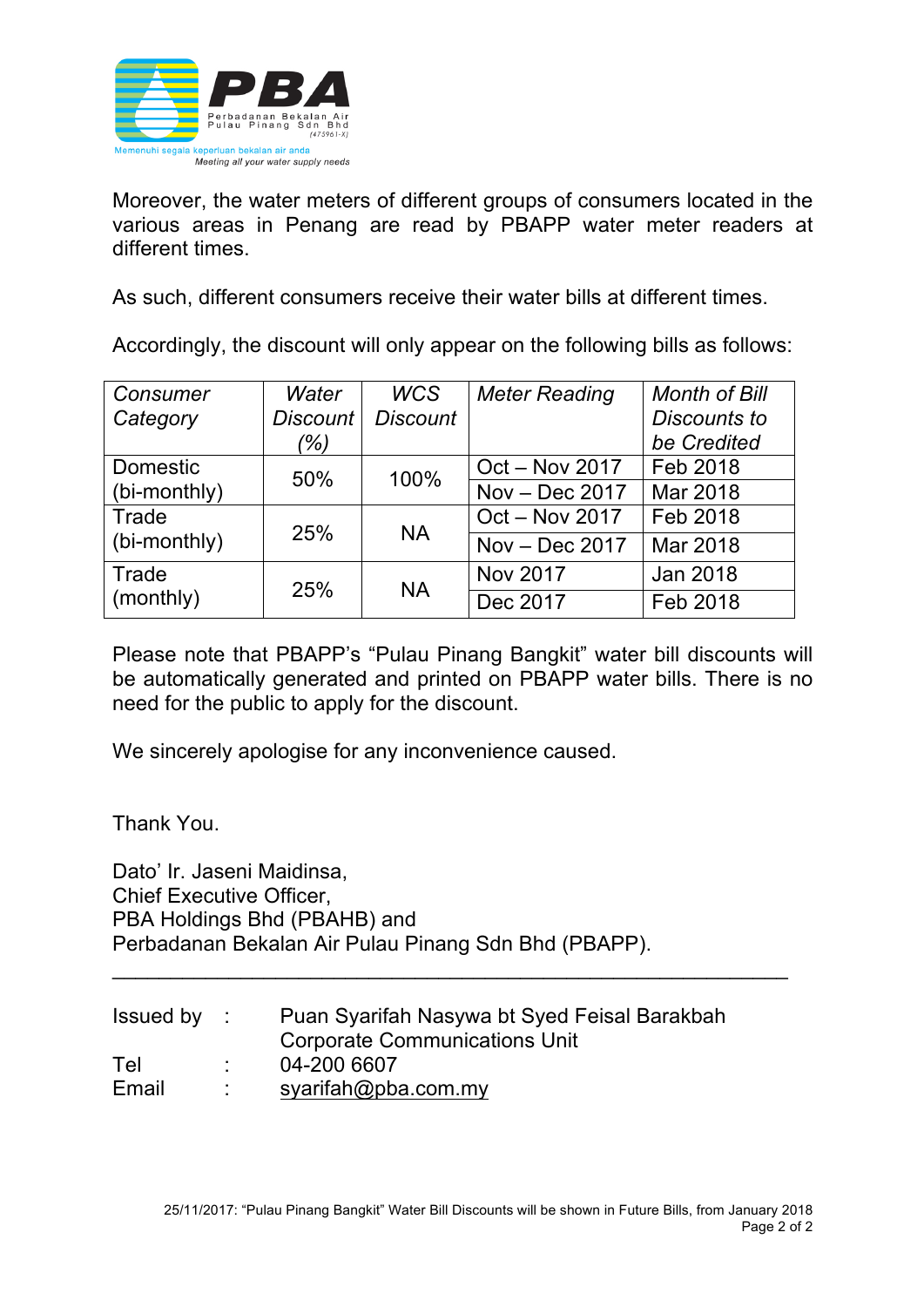Moreover, the water meters of different groups of consumers located in the various areas in Penang are read by PBAPP water meter readers at different times.

As such, different consumers receive their water bills at different times.

Accordingly, the discount will only appear on the following bills as follows:

| *Consumer Category* | *Water Discount (%)* | *WCS Discount* | *Meter Reading* | *Month of Bill Discounts to be Credited* |
|---|---|---|---|---|
| Domestic (bi-monthly) | 50% | 100% | Oct – Nov 2017 | Feb 2018 |
| | | | Nov – Dec 2017 | Mar 2018 |
| Trade (bi-monthly) | 25% | NA | Oct – Nov 2017 | Feb 2018 |
| | | | Nov – Dec 2017 | Mar 2018 |
| Trade (monthly) | 25% | NA | Nov 2017 | Jan 2018 |
| | | | Dec 2017 | Feb 2018 |

Please note that PBAPP's "Pulau Pinang Bangkit" water bill discounts will be automatically generated and printed on PBAPP water bills. There is no need for the public to apply for the discount.

We sincerely apologise for any inconvenience caused.

Thank You.

Dato' Ir. Jaseni Maidinsa,
Chief Executive Officer,
PBA Holdings Bhd (PBAHB) and
Perbadanan Bekalan Air Pulau Pinang Sdn Bhd (PBAPP).

---

Issued by : Puan Syarifah Nasywa bt Syed Feisal Barakbah
Corporate Communications Unit
Tel : 04-200 6607
Email : syarifah@pba.com.my